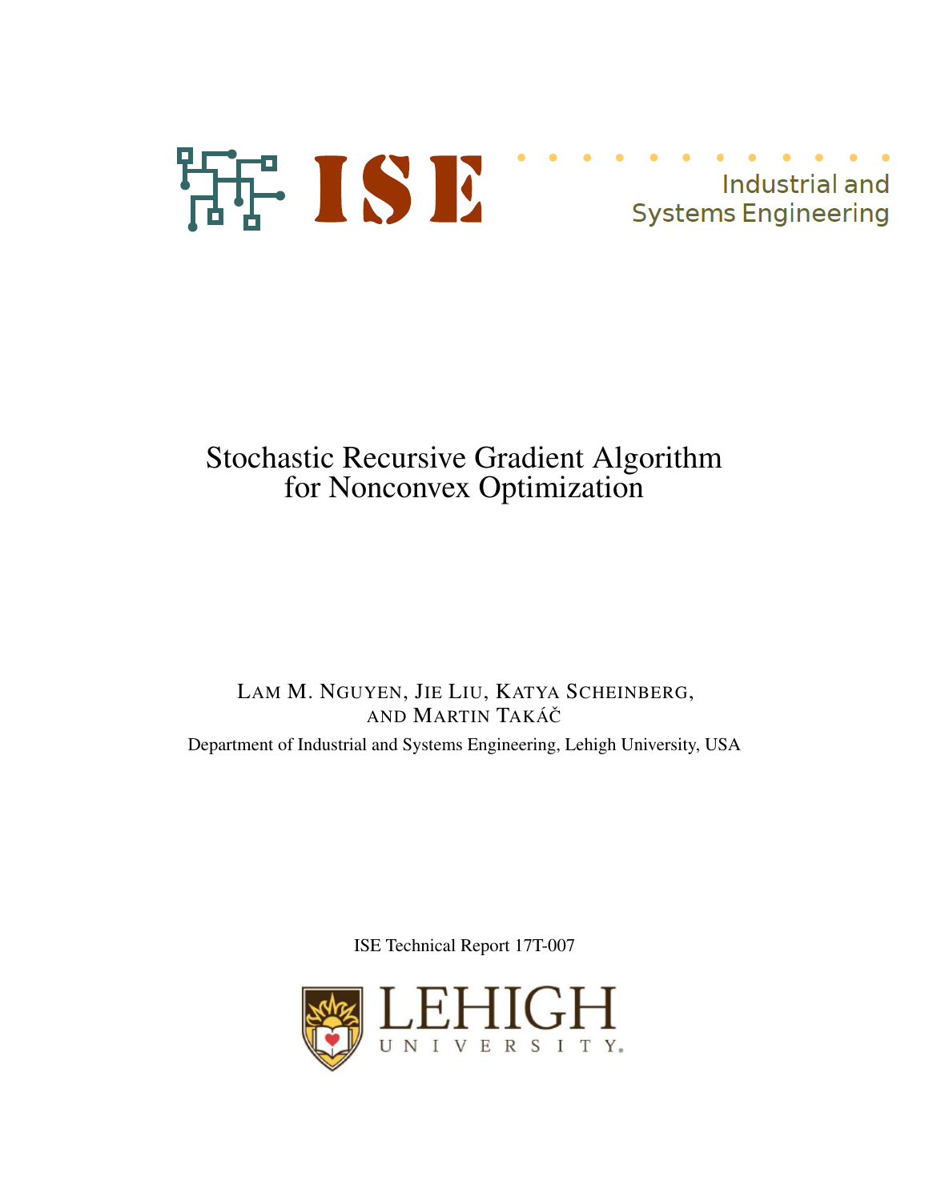ISE

Industrial and Systems Engineering

# Stochastic Recursive Gradient Algorithm for Nonconvex Optimization

LAM M. NGUYEN, JIE LIU, KATYA SCHEINBERG, AND MARTIN TAKÁČ

Department of Industrial and Systems Engineering, Lehigh University, USA

ISE Technical Report 17T-007

LEHIGH UNIVERSITY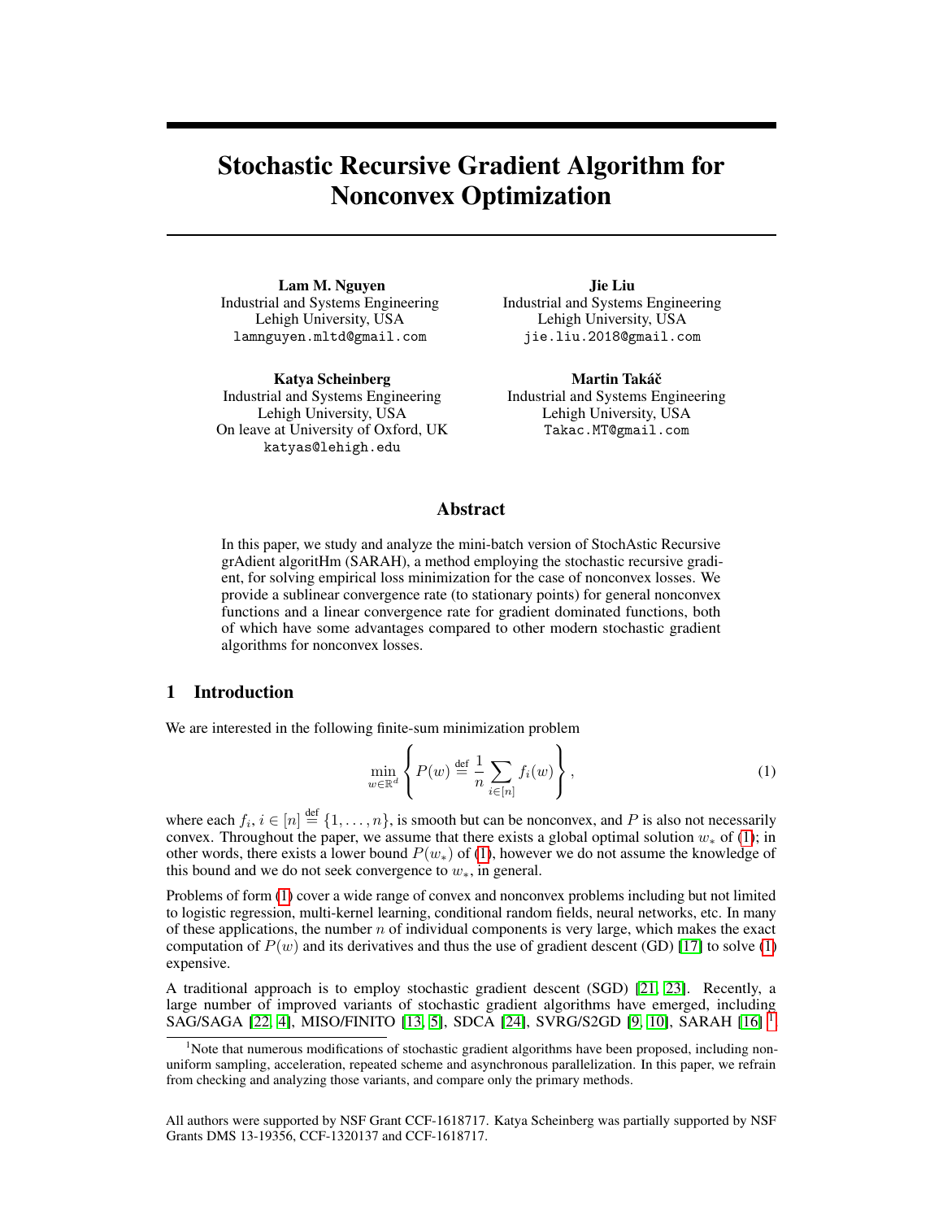# Stochastic Recursive Gradient Algorithm for Nonconvex Optimization

**Lam M. Nguyen**
Industrial and Systems Engineering
Lehigh University, USA
lamnguyen.mltd@gmail.com

**Jie Liu**
Industrial and Systems Engineering
Lehigh University, USA
jie.liu.2018@gmail.com

**Katya Scheinberg**
Industrial and Systems Engineering
Lehigh University, USA
On leave at University of Oxford, UK
katyas@lehigh.edu

**Martin Takáč**
Industrial and Systems Engineering
Lehigh University, USA
Takac.MT@gmail.com

## Abstract

In this paper, we study and analyze the mini-batch version of StochAstic Recursive grAdient algoritHm (SARAH), a method employing the stochastic recursive gradient, for solving empirical loss minimization for the case of nonconvex losses. We provide a sublinear convergence rate (to stationary points) for general nonconvex functions and a linear convergence rate for gradient dominated functions, both of which have some advantages compared to other modern stochastic gradient algorithms for nonconvex losses.

## 1 Introduction

We are interested in the following finite-sum minimization problem

$$\min_{w \in \mathbb{R}^d} \left\{ P(w) \stackrel{\text{def}}{=} \frac{1}{n} \sum_{i \in [n]} f_i(w) \right\}, \tag{1}$$

where each $f_i$, $i \in [n] \stackrel{\text{def}}{=} \{1, \ldots, n\}$, is smooth but can be nonconvex, and $P$ is also not necessarily convex. Throughout the paper, we assume that there exists a global optimal solution $w_*$ of (1); in other words, there exists a lower bound $P(w_*)$ of (1), however we do not assume the knowledge of this bound and we do not seek convergence to $w_*$, in general.

Problems of form (1) cover a wide range of convex and nonconvex problems including but not limited to logistic regression, multi-kernel learning, conditional random fields, neural networks, etc. In many of these applications, the number $n$ of individual components is very large, which makes the exact computation of $P(w)$ and its derivatives and thus the use of gradient descent (GD) [17] to solve (1) expensive.

A traditional approach is to employ stochastic gradient descent (SGD) [21, 23]. Recently, a large number of improved variants of stochastic gradient algorithms have emerged, including SAG/SAGA [22, 4], MISO/FINITO [13, 5], SDCA [24], SVRG/S2GD [9, 10], SARAH [16] [1]

[1] Note that numerous modifications of stochastic gradient algorithms have been proposed, including non-uniform sampling, acceleration, repeated scheme and asynchronous parallelization. In this paper, we refrain from checking and analyzing those variants, and compare only the primary methods.

All authors were supported by NSF Grant CCF-1618717. Katya Scheinberg was partially supported by NSF Grants DMS 13-19356, CCF-1320137 and CCF-1618717.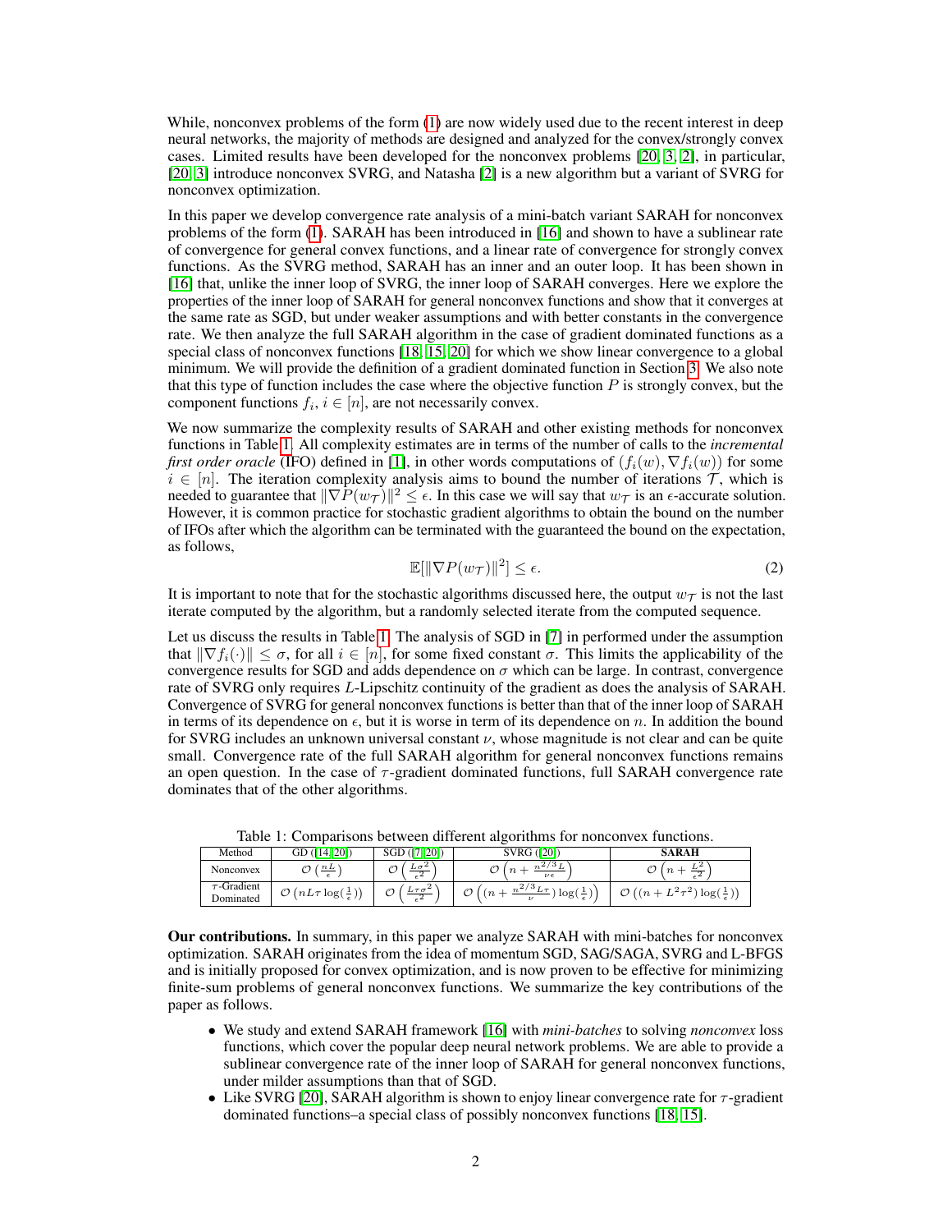While, nonconvex problems of the form (1) are now widely used due to the recent interest in deep neural networks, the majority of methods are designed and analyzed for the convex/strongly convex cases. Limited results have been developed for the nonconvex problems [20, 3, 2], in particular, [20, 3] introduce nonconvex SVRG, and Natasha [2] is a new algorithm but a variant of SVRG for nonconvex optimization.

In this paper we develop convergence rate analysis of a mini-batch variant SARAH for nonconvex problems of the form (1). SARAH has been introduced in [16] and shown to have a sublinear rate of convergence for general convex functions, and a linear rate of convergence for strongly convex functions. As the SVRG method, SARAH has an inner and an outer loop. It has been shown in [16] that, unlike the inner loop of SVRG, the inner loop of SARAH converges. Here we explore the properties of the inner loop of SARAH for general nonconvex functions and show that it converges at the same rate as SGD, but under weaker assumptions and with better constants in the convergence rate. We then analyze the full SARAH algorithm in the case of gradient dominated functions as a special class of nonconvex functions [18, 15, 20] for which we show linear convergence to a global minimum. We will provide the definition of a gradient dominated function in Section 3. We also note that this type of function includes the case where the objective function $P$ is strongly convex, but the component functions $f_i$, $i \in [n]$, are not necessarily convex.

We now summarize the complexity results of SARAH and other existing methods for nonconvex functions in Table 1. All complexity estimates are in terms of the number of calls to the *incremental first order oracle* (IFO) defined in [1], in other words computations of $(f_i(w), \nabla f_i(w))$ for some $i \in [n]$. The iteration complexity analysis aims to bound the number of iterations $\mathcal{T}$, which is needed to guarantee that $\|\nabla P(w_{\mathcal{T}})\|^2 \le \epsilon$. In this case we will say that $w_{\mathcal{T}}$ is an $\epsilon$-accurate solution. However, it is common practice for stochastic gradient algorithms to obtain the bound on the number of IFOs after which the algorithm can be terminated with the guaranteed the bound on the expectation, as follows,

$$\mathbb{E}[\|\nabla P(w_{\mathcal{T}})\|^2] \le \epsilon. \tag{2}$$

It is important to note that for the stochastic algorithms discussed here, the output $w_{\mathcal{T}}$ is not the last iterate computed by the algorithm, but a randomly selected iterate from the computed sequence.

Let us discuss the results in Table 1. The analysis of SGD in [7] in performed under the assumption that $\|\nabla f_i(\cdot)\| \le \sigma$, for all $i \in [n]$, for some fixed constant $\sigma$. This limits the applicability of the convergence results for SGD and adds dependence on $\sigma$ which can be large. In contrast, convergence rate of SVRG only requires $L$-Lipschitz continuity of the gradient as does the analysis of SARAH. Convergence of SVRG for general nonconvex functions is better than that of the inner loop of SARAH in terms of its dependence on $\epsilon$, but it is worse in term of its dependence on $n$. In addition the bound for SVRG includes an unknown universal constant $\nu$, whose magnitude is not clear and can be quite small. Convergence rate of the full SARAH algorithm for general nonconvex functions remains an open question. In the case of $\tau$-gradient dominated functions, full SARAH convergence rate dominates that of the other algorithms.

Table 1: Comparisons between different algorithms for nonconvex functions.

| Method | GD ([14, 20]) | SGD ([7, 20]) | SVRG ([20]) | **SARAH** |
|---|---|---|---|---|
| Nonconvex | $\mathcal{O}\left(\frac{nL}{\epsilon}\right)$ | $\mathcal{O}\left(\frac{L\sigma^2}{\epsilon^2}\right)$ | $\mathcal{O}\left(n + \frac{n^{2/3}L}{\nu\epsilon}\right)$ | $\mathcal{O}\left(n + \frac{L^2}{\epsilon^2}\right)$ |
| $\tau$-Gradient Dominated | $\mathcal{O}\left(nL\tau\log(\frac{1}{\epsilon})\right)$ | $\mathcal{O}\left(\frac{L\tau\sigma^2}{\epsilon^2}\right)$ | $\mathcal{O}\left((n + \frac{n^{2/3}L\tau}{\nu})\log(\frac{1}{\epsilon})\right)$ | $\mathcal{O}\left((n + L^2\tau^2)\log(\frac{1}{\epsilon})\right)$ |

**Our contributions.** In summary, in this paper we analyze SARAH with mini-batches for nonconvex optimization. SARAH originates from the idea of momentum SGD, SAG/SAGA, SVRG and L-BFGS and is initially proposed for convex optimization, and is now proven to be effective for minimizing finite-sum problems of general nonconvex functions. We summarize the key contributions of the paper as follows.

- We study and extend SARAH framework [16] with *mini-batches* to solving *nonconvex* loss functions, which cover the popular deep neural network problems. We are able to provide a sublinear convergence rate of the inner loop of SARAH for general nonconvex functions, under milder assumptions than that of SGD.
- Like SVRG [20], SARAH algorithm is shown to enjoy linear convergence rate for $\tau$-gradient dominated functions–a special class of possibly nonconvex functions [18, 15].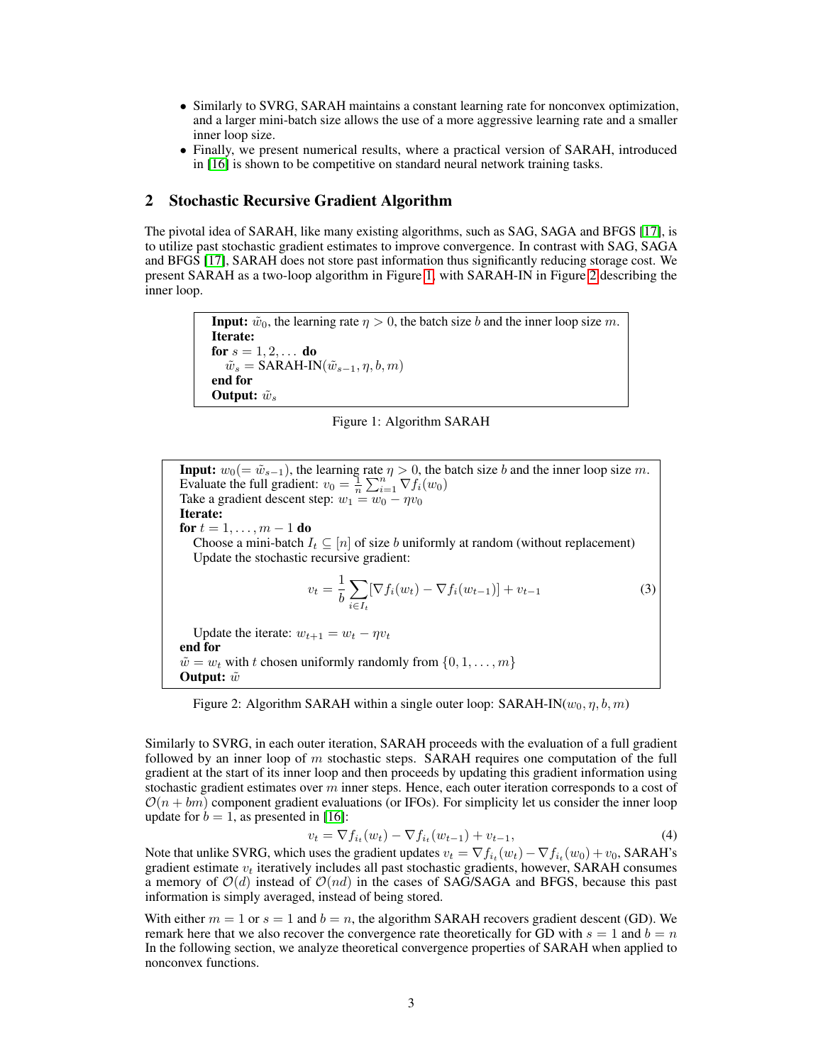- Similarly to SVRG, SARAH maintains a constant learning rate for nonconvex optimization, and a larger mini-batch size allows the use of a more aggressive learning rate and a smaller inner loop size.
- Finally, we present numerical results, where a practical version of SARAH, introduced in [16] is shown to be competitive on standard neural network training tasks.

## 2 Stochastic Recursive Gradient Algorithm

The pivotal idea of SARAH, like many existing algorithms, such as SAG, SAGA and BFGS [17], is to utilize past stochastic gradient estimates to improve convergence. In contrast with SAG, SAGA and BFGS [17], SARAH does not store past information thus significantly reducing storage cost. We present SARAH as a two-loop algorithm in Figure 1, with SARAH-IN in Figure 2 describing the inner loop.

> **Input:** $\tilde{w}_0$, the learning rate $\eta > 0$, the batch size $b$ and the inner loop size $m$.
> **Iterate:**
> **for** $s = 1, 2, \dots$ **do**
> $\quad \tilde{w}_s = \text{SARAH-IN}(\tilde{w}_{s-1}, \eta, b, m)$
> **end for**
> **Output:** $\tilde{w}_s$

Figure 1: Algorithm SARAH

> **Input:** $w_0 (= \tilde{w}_{s-1})$, the learning rate $\eta > 0$, the batch size $b$ and the inner loop size $m$.
> Evaluate the full gradient: $v_0 = \frac{1}{n} \sum_{i=1}^{n} \nabla f_i(w_0)$
> Take a gradient descent step: $w_1 = w_0 - \eta v_0$
> **Iterate:**
> **for** $t = 1, \dots, m-1$ **do**
> $\quad$ Choose a mini-batch $I_t \subseteq [n]$ of size $b$ uniformly at random (without replacement)
> $\quad$ Update the stochastic recursive gradient:
> $$v_t = \frac{1}{b} \sum_{i \in I_t} [\nabla f_i(w_t) - \nabla f_i(w_{t-1})] + v_{t-1} \tag{3}$$
> $\quad$ Update the iterate: $w_{t+1} = w_t - \eta v_t$
> **end for**
> $\tilde{w} = w_t$ with $t$ chosen uniformly randomly from $\{0, 1, \dots, m\}$
> **Output:** $\tilde{w}$

Figure 2: Algorithm SARAH within a single outer loop: SARAH-IN$(w_0, \eta, b, m)$

Similarly to SVRG, in each outer iteration, SARAH proceeds with the evaluation of a full gradient followed by an inner loop of $m$ stochastic steps. SARAH requires one computation of the full gradient at the start of its inner loop and then proceeds by updating this gradient information using stochastic gradient estimates over $m$ inner steps. Hence, each outer iteration corresponds to a cost of $\mathcal{O}(n + bm)$ component gradient evaluations (or IFOs). For simplicity let us consider the inner loop update for $b = 1$, as presented in [16]:

$$v_t = \nabla f_{i_t}(w_t) - \nabla f_{i_t}(w_{t-1}) + v_{t-1}, \tag{4}$$

Note that unlike SVRG, which uses the gradient updates $v_t = \nabla f_{i_t}(w_t) - \nabla f_{i_t}(w_0) + v_0$, SARAH's gradient estimate $v_t$ iteratively includes all past stochastic gradients, however, SARAH consumes a memory of $\mathcal{O}(d)$ instead of $\mathcal{O}(nd)$ in the cases of SAG/SAGA and BFGS, because this past information is simply averaged, instead of being stored.

With either $m = 1$ or $s = 1$ and $b = n$, the algorithm SARAH recovers gradient descent (GD). We remark here that we also recover the convergence rate theoretically for GD with $s = 1$ and $b = n$ In the following section, we analyze theoretical convergence properties of SARAH when applied to nonconvex functions.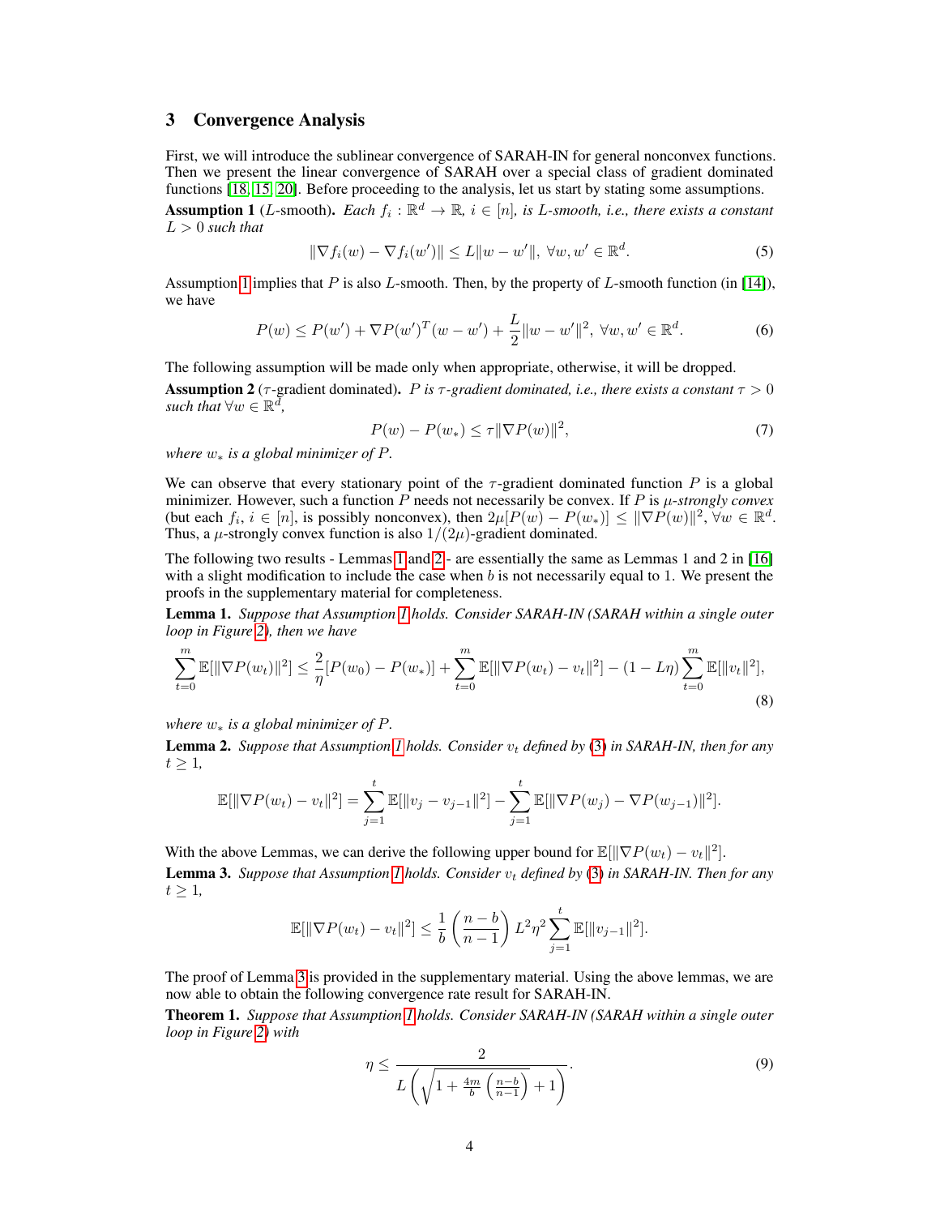## 3 Convergence Analysis

First, we will introduce the sublinear convergence of SARAH-IN for general nonconvex functions. Then we present the linear convergence of SARAH over a special class of gradient dominated functions [18, 15, 20]. Before proceeding to the analysis, let us start by stating some assumptions.

**Assumption 1** ($L$-smooth)**.** *Each $f_i : \mathbb{R}^d \to \mathbb{R}$, $i \in [n]$, is $L$-smooth, i.e., there exists a constant $L > 0$ such that*

$$\|\nabla f_i(w) - \nabla f_i(w')\| \leq L\|w - w'\|, \ \forall w, w' \in \mathbb{R}^d. \tag{5}$$

Assumption 1 implies that $P$ is also $L$-smooth. Then, by the property of $L$-smooth function (in [14]), we have

$$P(w) \leq P(w') + \nabla P(w')^T(w - w') + \frac{L}{2}\|w - w'\|^2, \ \forall w, w' \in \mathbb{R}^d. \tag{6}$$

The following assumption will be made only when appropriate, otherwise, it will be dropped.

**Assumption 2** ($\tau$-gradient dominated)**.** *$P$ is $\tau$-gradient dominated, i.e., there exists a constant $\tau > 0$ such that $\forall w \in \mathbb{R}^d$,*

$$P(w) - P(w_*) \leq \tau\|\nabla P(w)\|^2, \tag{7}$$

*where $w_*$ is a global minimizer of $P$.*

We can observe that every stationary point of the $\tau$-gradient dominated function $P$ is a global minimizer. However, such a function $P$ needs not necessarily be convex. If $P$ is $\mu$*-strongly convex* (but each $f_i$, $i \in [n]$, is possibly nonconvex), then $2\mu[P(w) - P(w_*)] \leq \|\nabla P(w)\|^2$, $\forall w \in \mathbb{R}^d$. Thus, a $\mu$-strongly convex function is also $1/(2\mu)$-gradient dominated.

The following two results - Lemmas 1 and 2 - are essentially the same as Lemmas 1 and 2 in [16] with a slight modification to include the case when $b$ is not necessarily equal to 1. We present the proofs in the supplementary material for completeness.

**Lemma 1.** *Suppose that Assumption 1 holds. Consider SARAH-IN (SARAH within a single outer loop in Figure 2), then we have*

$$\sum_{t=0}^{m} \mathbb{E}[\|\nabla P(w_t)\|^2] \leq \frac{2}{\eta}[P(w_0) - P(w_*)] + \sum_{t=0}^{m} \mathbb{E}[\|\nabla P(w_t) - v_t\|^2] - (1 - L\eta)\sum_{t=0}^{m} \mathbb{E}[\|v_t\|^2], \tag{8}$$

*where $w_*$ is a global minimizer of $P$.*

**Lemma 2.** *Suppose that Assumption 1 holds. Consider $v_t$ defined by (3) in SARAH-IN, then for any $t \geq 1$,*

$$\mathbb{E}[\|\nabla P(w_t) - v_t\|^2] = \sum_{j=1}^{t} \mathbb{E}[\|v_j - v_{j-1}\|^2] - \sum_{j=1}^{t} \mathbb{E}[\|\nabla P(w_j) - \nabla P(w_{j-1})\|^2].$$

With the above Lemmas, we can derive the following upper bound for $\mathbb{E}[\|\nabla P(w_t) - v_t\|^2]$.

**Lemma 3.** *Suppose that Assumption 1 holds. Consider $v_t$ defined by (3) in SARAH-IN. Then for any $t \geq 1$,*

$$\mathbb{E}[\|\nabla P(w_t) - v_t\|^2] \leq \frac{1}{b}\left(\frac{n-b}{n-1}\right)L^2\eta^2 \sum_{j=1}^{t} \mathbb{E}[\|v_{j-1}\|^2].$$

The proof of Lemma 3 is provided in the supplementary material. Using the above lemmas, we are now able to obtain the following convergence rate result for SARAH-IN.

**Theorem 1.** *Suppose that Assumption 1 holds. Consider SARAH-IN (SARAH within a single outer loop in Figure 2) with*

$$\eta \leq \frac{2}{L\left(\sqrt{1 + \frac{4m}{b}\left(\frac{n-b}{n-1}\right)} + 1\right)}. \tag{9}$$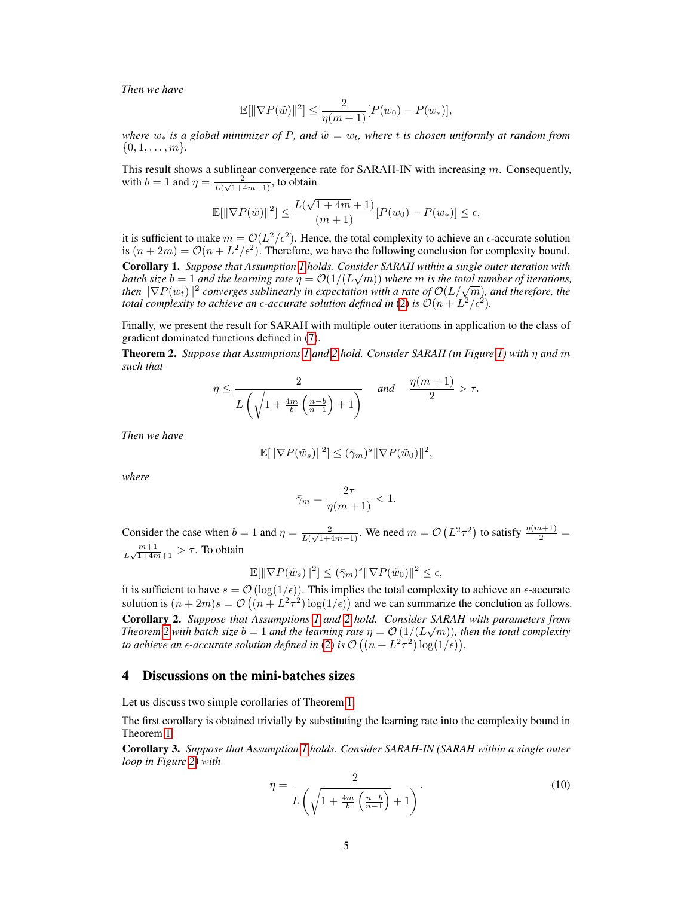*Then we have*

$$\mathbb{E}[\|\nabla P(\tilde{w})\|^2] \leq \frac{2}{\eta(m+1)}[P(w_0) - P(w_*)],$$

*where $w_*$ is a global minimizer of $P$, and $\tilde{w} = w_t$, where $t$ is chosen uniformly at random from $\{0, 1, \ldots, m\}$.*

This result shows a sublinear convergence rate for SARAH-IN with increasing $m$. Consequently, with $b = 1$ and $\eta = \frac{2}{L(\sqrt{1+4m}+1)}$, to obtain

$$\mathbb{E}[\|\nabla P(\tilde{w})\|^2] \leq \frac{L(\sqrt{1+4m}+1)}{(m+1)}[P(w_0) - P(w_*)] \leq \epsilon,$$

it is sufficient to make $m = \mathcal{O}(L^2/\epsilon^2)$. Hence, the total complexity to achieve an $\epsilon$-accurate solution is $(n + 2m) = \mathcal{O}(n + L^2/\epsilon^2)$. Therefore, we have the following conclusion for complexity bound.

**Corollary 1.** *Suppose that Assumption 1 holds. Consider SARAH within a single outer iteration with batch size $b = 1$ and the learning rate $\eta = \mathcal{O}(1/(L\sqrt{m}))$ where $m$ is the total number of iterations, then $\|\nabla P(w_t)\|^2$ converges sublinearly in expectation with a rate of $\mathcal{O}(L/\sqrt{m})$, and therefore, the total complexity to achieve an $\epsilon$-accurate solution defined in (2) is $\mathcal{O}(n + L^2/\epsilon^2)$.*

Finally, we present the result for SARAH with multiple outer iterations in application to the class of gradient dominated functions defined in (7).

**Theorem 2.** *Suppose that Assumptions 1 and 2 hold. Consider SARAH (in Figure 1) with $\eta$ and $m$ such that*

$$\eta \leq \frac{2}{L\left(\sqrt{1 + \frac{4m}{b}\left(\frac{n-b}{n-1}\right)} + 1\right)} \quad \text{and} \quad \frac{\eta(m+1)}{2} > \tau.$$

*Then we have*

$$\mathbb{E}[\|\nabla P(\tilde{w}_s)\|^2] \leq (\bar{\gamma}_m)^s \|\nabla P(\tilde{w}_0)\|^2,$$

*where*

$$\bar{\gamma}_m = \frac{2\tau}{\eta(m+1)} < 1.$$

Consider the case when $b = 1$ and $\eta = \frac{2}{L(\sqrt{1+4m}+1)}$. We need $m = \mathcal{O}\left(L^2\tau^2\right)$ to satisfy $\frac{\eta(m+1)}{2} = \frac{m+1}{L\sqrt{1+4m}+1} > \tau$. To obtain

$$\mathbb{E}[\|\nabla P(\tilde{w}_s)\|^2] \leq (\bar{\gamma}_m)^s \|\nabla P(\tilde{w}_0)\|^2 \leq \epsilon,$$

it is sufficient to have $s = \mathcal{O}\left(\log(1/\epsilon)\right)$. This implies the total complexity to achieve an $\epsilon$-accurate solution is $(n + 2m)s = \mathcal{O}\left((n + L^2\tau^2)\log(1/\epsilon)\right)$ and we can summarize the conclution as follows.

**Corollary 2.** *Suppose that Assumptions 1 and 2 hold. Consider SARAH with parameters from Theorem 2 with batch size $b = 1$ and the learning rate $\eta = \mathcal{O}\left(1/(L\sqrt{m})\right)$, then the total complexity to achieve an $\epsilon$-accurate solution defined in (2) is $\mathcal{O}\left((n + L^2\tau^2)\log(1/\epsilon)\right)$.*

## 4 Discussions on the mini-batches sizes

Let us discuss two simple corollaries of Theorem 1.

The first corollary is obtained trivially by substituting the learning rate into the complexity bound in Theorem 1.

**Corollary 3.** *Suppose that Assumption 1 holds. Consider SARAH-IN (SARAH within a single outer loop in Figure 2) with*

$$\eta = \frac{2}{L\left(\sqrt{1 + \frac{4m}{b}\left(\frac{n-b}{n-1}\right)} + 1\right)}. \tag{10}$$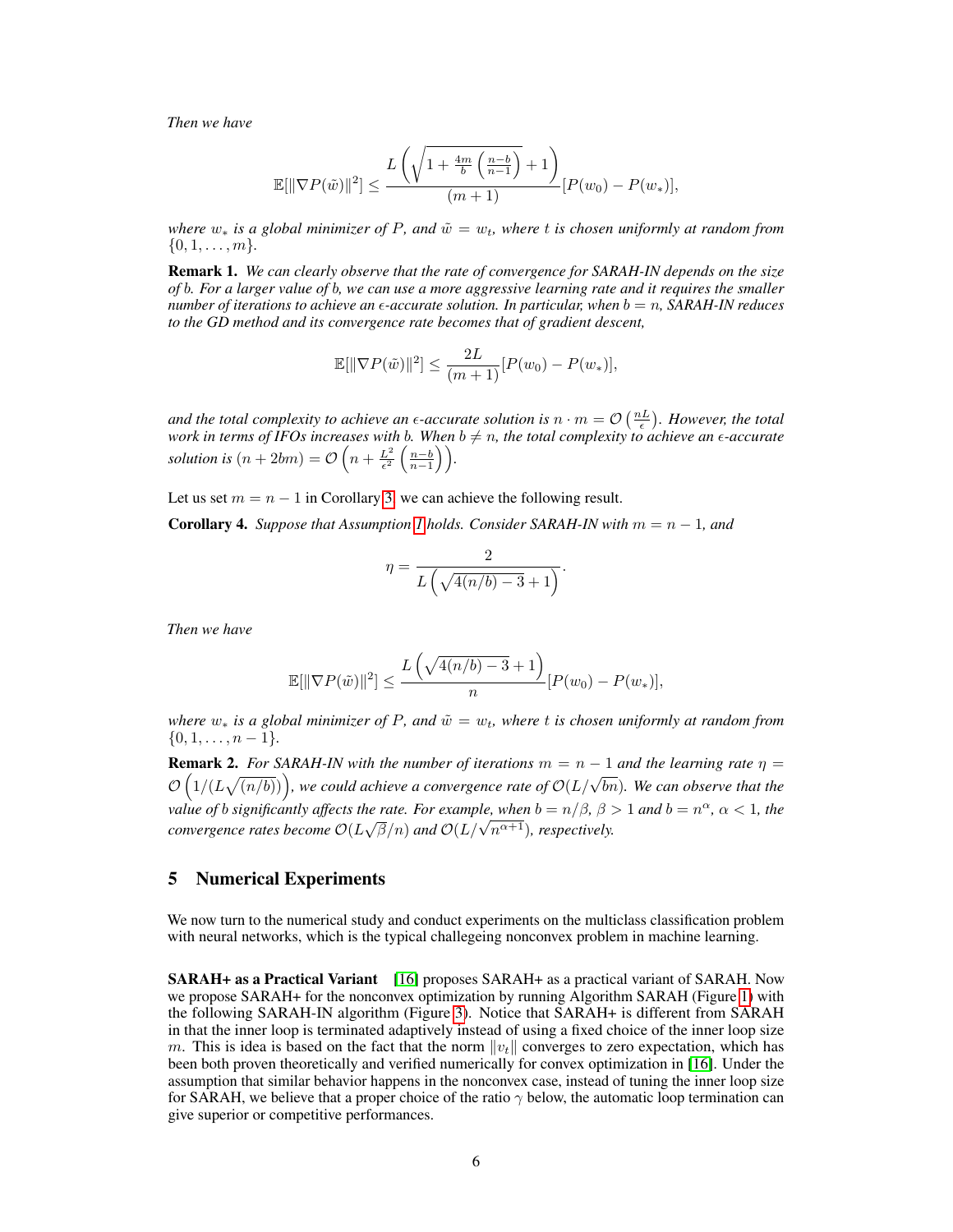*Then we have*

$$\mathbb{E}[\|\nabla P(\tilde{w})\|^2] \leq \frac{L\left(\sqrt{1+\frac{4m}{b}\left(\frac{n-b}{n-1}\right)}+1\right)}{(m+1)}[P(w_0)-P(w_*)],$$

*where $w_*$ is a global minimizer of $P$, and $\tilde{w} = w_t$, where $t$ is chosen uniformly at random from $\{0, 1, \ldots, m\}$.*

**Remark 1.** *We can clearly observe that the rate of convergence for SARAH-IN depends on the size of $b$. For a larger value of $b$, we can use a more aggressive learning rate and it requires the smaller number of iterations to achieve an $\epsilon$-accurate solution. In particular, when $b = n$, SARAH-IN reduces to the GD method and its convergence rate becomes that of gradient descent,*

$$\mathbb{E}[\|\nabla P(\tilde{w})\|^2] \leq \frac{2L}{(m+1)}[P(w_0)-P(w_*)],$$

*and the total complexity to achieve an $\epsilon$-accurate solution is $n \cdot m = \mathcal{O}\left(\frac{nL}{\epsilon}\right)$. However, the total work in terms of IFOs increases with $b$. When $b \neq n$, the total complexity to achieve an $\epsilon$-accurate solution is $(n + 2bm) = \mathcal{O}\left(n + \frac{L^2}{\epsilon^2}\left(\frac{n-b}{n-1}\right)\right)$.*

Let us set $m = n - 1$ in Corollary 3, we can achieve the following result.

**Corollary 4.** *Suppose that Assumption 1 holds. Consider SARAH-IN with $m = n-1$, and*

$$\eta = \frac{2}{L\left(\sqrt{4(n/b)-3}+1\right)}.$$

*Then we have*

$$\mathbb{E}[\|\nabla P(\tilde{w})\|^2] \leq \frac{L\left(\sqrt{4(n/b)-3}+1\right)}{n}[P(w_0)-P(w_*)],$$

*where $w_*$ is a global minimizer of $P$, and $\tilde{w} = w_t$, where $t$ is chosen uniformly at random from $\{0, 1, \ldots, n-1\}$.*

**Remark 2.** *For SARAH-IN with the number of iterations $m = n-1$ and the learning rate $\eta = \mathcal{O}\left(1/(L\sqrt{(n/b)})\right)$, we could achieve a convergence rate of $\mathcal{O}(L/\sqrt{bn})$. We can observe that the value of $b$ significantly affects the rate. For example, when $b = n/\beta$, $\beta > 1$ and $b = n^\alpha$, $\alpha < 1$, the convergence rates become $\mathcal{O}(L\sqrt{\beta}/n)$ and $\mathcal{O}(L/\sqrt{n^{\alpha+1}})$, respectively.*

## 5 Numerical Experiments

We now turn to the numerical study and conduct experiments on the multiclass classification problem with neural networks, which is the typical challegeing nonconvex problem in machine learning.

**SARAH+ as a Practical Variant** [16] proposes SARAH+ as a practical variant of SARAH. Now we propose SARAH+ for the nonconvex optimization by running Algorithm SARAH (Figure 1) with the following SARAH-IN algorithm (Figure 3). Notice that SARAH+ is different from SARAH in that the inner loop is terminated adaptively instead of using a fixed choice of the inner loop size $m$. This is idea is based on the fact that the norm $\|v_t\|$ converges to zero expectation, which has been both proven theoretically and verified numerically for convex optimization in [16]. Under the assumption that similar behavior happens in the nonconvex case, instead of tuning the inner loop size for SARAH, we believe that a proper choice of the ratio $\gamma$ below, the automatic loop termination can give superior or competitive performances.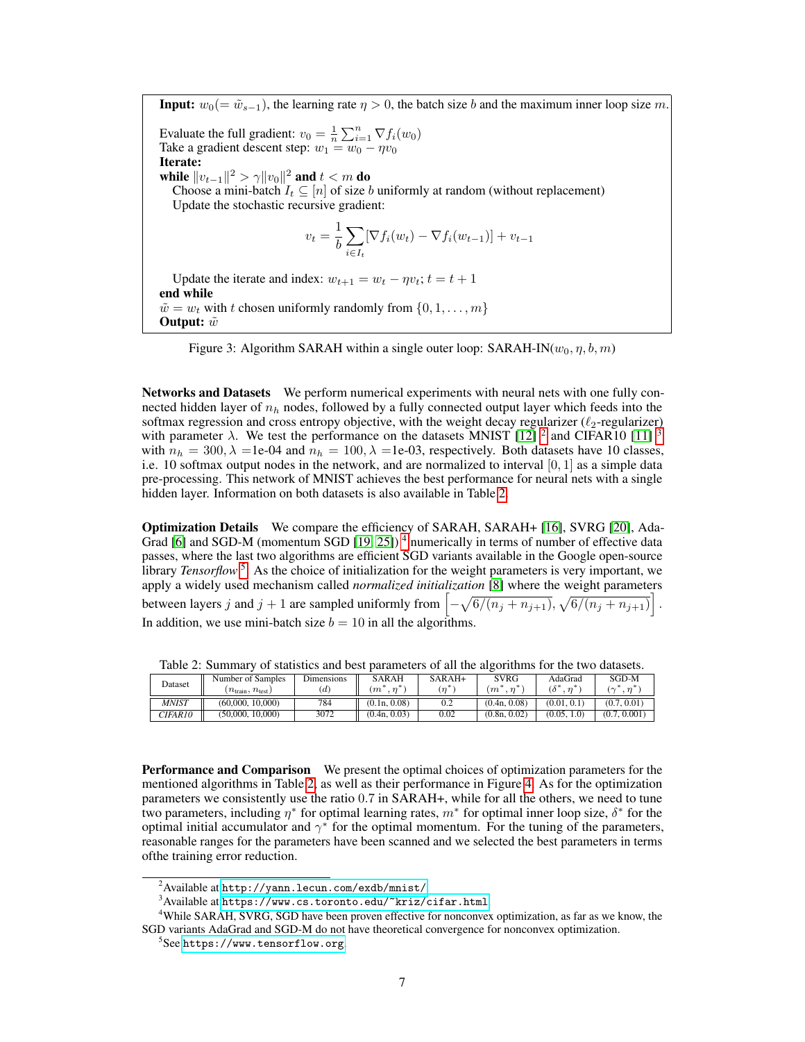**Input:** $w_0 (= \tilde{w}_{s-1})$, the learning rate $\eta > 0$, the batch size $b$ and the maximum inner loop size $m$.

Evaluate the full gradient: $v_0 = \frac{1}{n}\sum_{i=1}^{n} \nabla f_i(w_0)$
Take a gradient descent step: $w_1 = w_0 - \eta v_0$
**Iterate:**
**while** $\|v_{t-1}\|^2 > \gamma \|v_0\|^2$ **and** $t < m$ **do**
  Choose a mini-batch $I_t \subseteq [n]$ of size $b$ uniformly at random (without replacement)
  Update the stochastic recursive gradient:

$$v_t = \frac{1}{b}\sum_{i \in I_t} [\nabla f_i(w_t) - \nabla f_i(w_{t-1})] + v_{t-1}$$

  Update the iterate and index: $w_{t+1} = w_t - \eta v_t$; $t = t + 1$
**end while**
$\tilde{w} = w_t$ with $t$ chosen uniformly randomly from $\{0, 1, \ldots, m\}$
**Output:** $\tilde{w}$

Figure 3: Algorithm SARAH within a single outer loop: SARAH-IN($w_0, \eta, b, m$)

**Networks and Datasets** We perform numerical experiments with neural nets with one fully connected hidden layer of $n_h$ nodes, followed by a fully connected output layer which feeds into the softmax regression and cross entropy objective, with the weight decay regularizer ($\ell_2$-regularizer) with parameter $\lambda$. We test the performance on the datasets MNIST [12] [2] and CIFAR10 [11] [3] with $n_h = 300, \lambda =$1e-04 and $n_h = 100, \lambda =$1e-03, respectively. Both datasets have 10 classes, i.e. 10 softmax output nodes in the network, and are normalized to interval $[0, 1]$ as a simple data pre-processing. This network of MNIST achieves the best performance for neural nets with a single hidden layer. Information on both datasets is also available in Table 2.

**Optimization Details** We compare the efficiency of SARAH, SARAH+ [16], SVRG [20], AdaGrad [6] and SGD-M (momentum SGD [19, 25]) [4] numerically in terms of number of effective data passes, where the last two algorithms are efficient SGD variants available in the Google open-source library *Tensorflow* [5]. As the choice of initialization for the weight parameters is very important, we apply a widely used mechanism called *normalized initialization* [8] where the weight parameters between layers $j$ and $j+1$ are sampled uniformly from $\left[-\sqrt{6/(n_j + n_{j+1})}, \sqrt{6/(n_j + n_{j+1})}\right]$. In addition, we use mini-batch size $b = 10$ in all the algorithms.

Table 2: Summary of statistics and best parameters of all the algorithms for the two datasets.

| Dataset | Number of Samples ($n_{\text{train}}, n_{\text{test}}$) | Dimensions ($d$) | SARAH ($m^*, \eta^*$) | SARAH+ ($\eta^*$) | SVRG ($m^*, \eta^*$) | AdaGrad ($\delta^*, \eta^*$) | SGD-M ($\gamma^*, \eta^*$) |
|---|---|---|---|---|---|---|---|
| *MNIST* | (60,000, 10,000) | 784 | (0.1n, 0.08) | 0.2 | (0.4n, 0.08) | (0.01, 0.1) | (0.7, 0.01) |
| *CIFAR10* | (50,000, 10,000) | 3072 | (0.4n, 0.03) | 0.02 | (0.8n, 0.02) | (0.05, 1.0) | (0.7, 0.001) |

**Performance and Comparison** We present the optimal choices of optimization parameters for the mentioned algorithms in Table 2, as well as their performance in Figure 4. As for the optimization parameters we consistently use the ratio 0.7 in SARAH+, while for all the others, we need to tune two parameters, including $\eta^*$ for optimal learning rates, $m^*$ for optimal inner loop size, $\delta^*$ for the optimal initial accumulator and $\gamma^*$ for the optimal momentum. For the tuning of the parameters, reasonable ranges for the parameters have been scanned and we selected the best parameters in terms ofthe training error reduction.

[2] Available at http://yann.lecun.com/exdb/mnist/

[3] Available at https://www.cs.toronto.edu/~kriz/cifar.html

[4] While SARAH, SVRG, SGD have been proven effective for nonconvex optimization, as far as we know, the SGD variants AdaGrad and SGD-M do not have theoretical convergence for nonconvex optimization.

[5] See https://www.tensorflow.org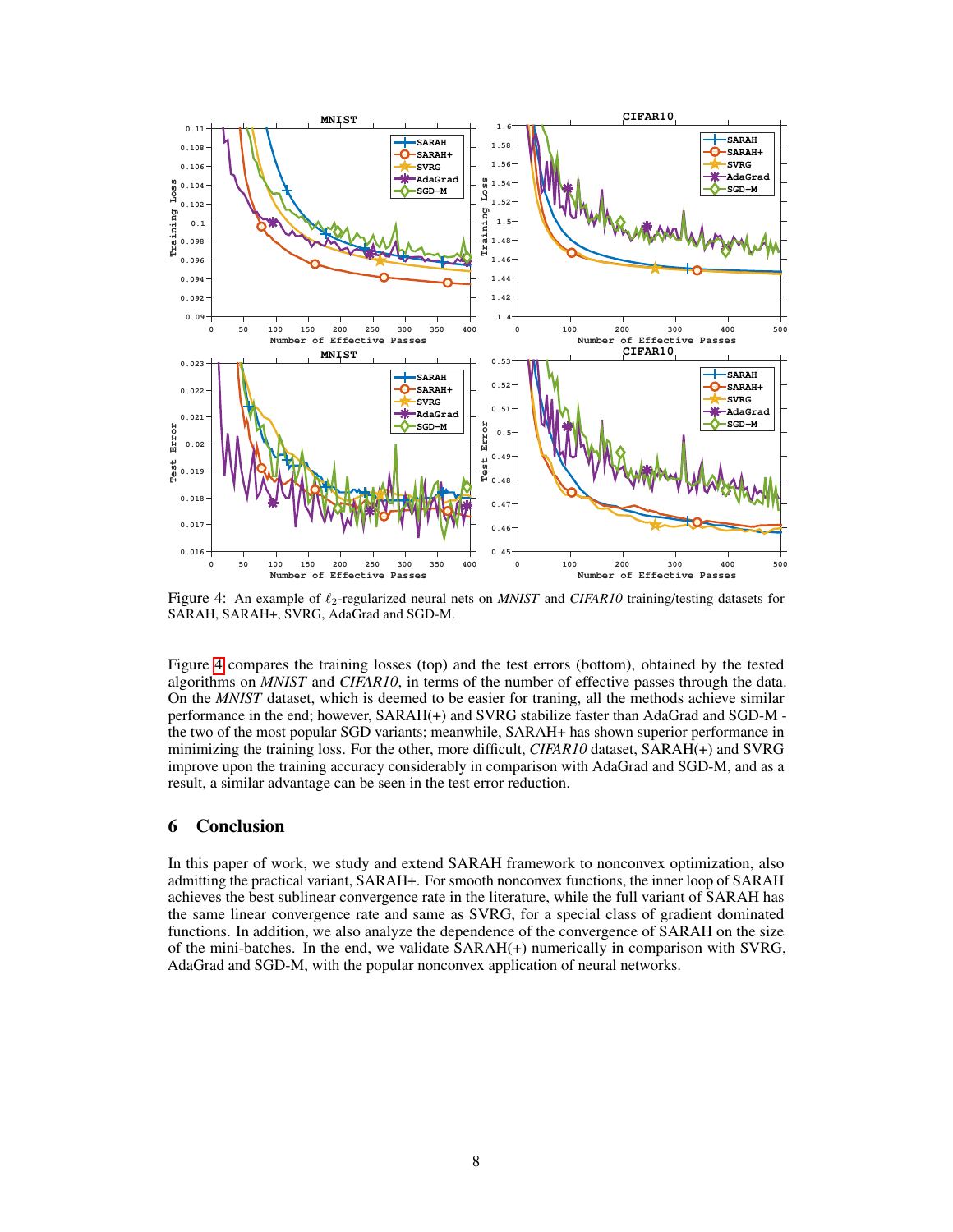Figure 4: An example of $\ell_2$-regularized neural nets on *MNIST* and *CIFAR10* training/testing datasets for SARAH, SARAH+, SVRG, AdaGrad and SGD-M.

Figure 4 compares the training losses (top) and the test errors (bottom), obtained by the tested algorithms on *MNIST* and *CIFAR10*, in terms of the number of effective passes through the data. On the *MNIST* dataset, which is deemed to be easier for traning, all the methods achieve similar performance in the end; however, SARAH(+) and SVRG stabilize faster than AdaGrad and SGD-M - the two of the most popular SGD variants; meanwhile, SARAH+ has shown superior performance in minimizing the training loss. For the other, more difficult, *CIFAR10* dataset, SARAH(+) and SVRG improve upon the training accuracy considerably in comparison with AdaGrad and SGD-M, and as a result, a similar advantage can be seen in the test error reduction.

## 6 Conclusion

In this paper of work, we study and extend SARAH framework to nonconvex optimization, also admitting the practical variant, SARAH+. For smooth nonconvex functions, the inner loop of SARAH achieves the best sublinear convergence rate in the literature, while the full variant of SARAH has the same linear convergence rate and same as SVRG, for a special class of gradient dominated functions. In addition, we also analyze the dependence of the convergence of SARAH on the size of the mini-batches. In the end, we validate SARAH(+) numerically in comparison with SVRG, AdaGrad and SGD-M, with the popular nonconvex application of neural networks.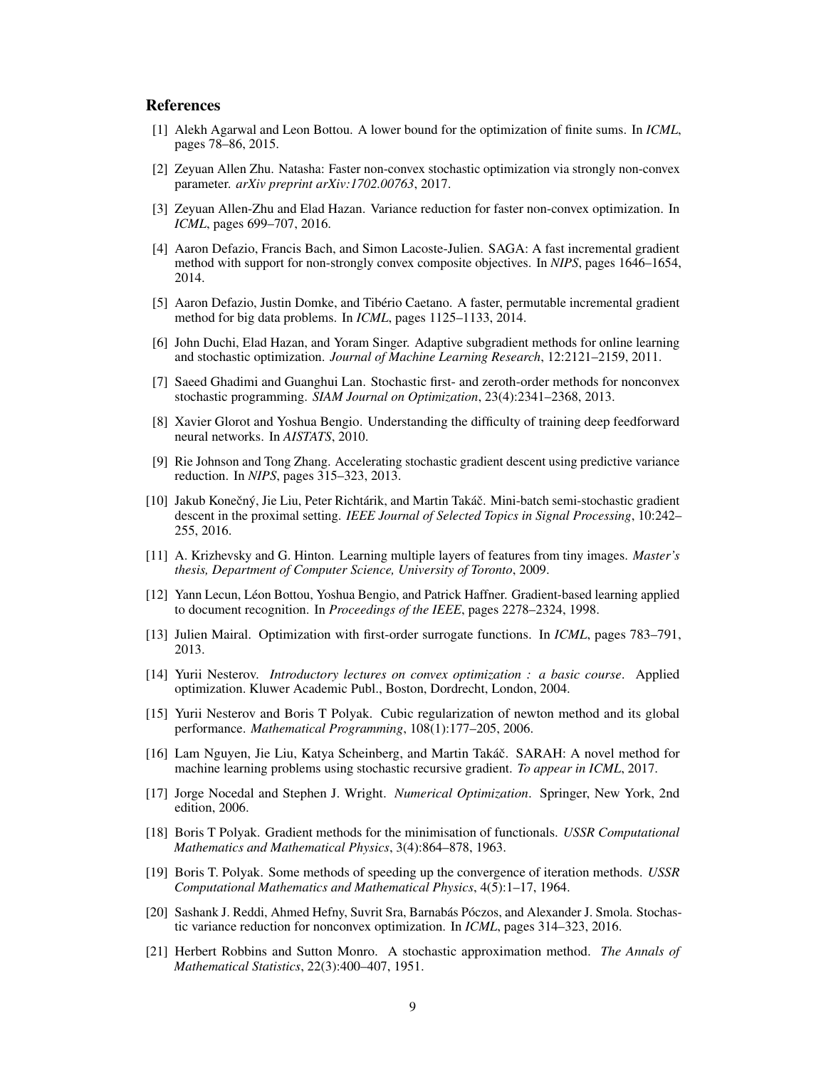## References

[1] Alekh Agarwal and Leon Bottou. A lower bound for the optimization of finite sums. In *ICML*, pages 78–86, 2015.

[2] Zeyuan Allen Zhu. Natasha: Faster non-convex stochastic optimization via strongly non-convex parameter. *arXiv preprint arXiv:1702.00763*, 2017.

[3] Zeyuan Allen-Zhu and Elad Hazan. Variance reduction for faster non-convex optimization. In *ICML*, pages 699–707, 2016.

[4] Aaron Defazio, Francis Bach, and Simon Lacoste-Julien. SAGA: A fast incremental gradient method with support for non-strongly convex composite objectives. In *NIPS*, pages 1646–1654, 2014.

[5] Aaron Defazio, Justin Domke, and Tibério Caetano. A faster, permutable incremental gradient method for big data problems. In *ICML*, pages 1125–1133, 2014.

[6] John Duchi, Elad Hazan, and Yoram Singer. Adaptive subgradient methods for online learning and stochastic optimization. *Journal of Machine Learning Research*, 12:2121–2159, 2011.

[7] Saeed Ghadimi and Guanghui Lan. Stochastic first- and zeroth-order methods for nonconvex stochastic programming. *SIAM Journal on Optimization*, 23(4):2341–2368, 2013.

[8] Xavier Glorot and Yoshua Bengio. Understanding the difficulty of training deep feedforward neural networks. In *AISTATS*, 2010.

[9] Rie Johnson and Tong Zhang. Accelerating stochastic gradient descent using predictive variance reduction. In *NIPS*, pages 315–323, 2013.

[10] Jakub Konečný, Jie Liu, Peter Richtárik, and Martin Takáč. Mini-batch semi-stochastic gradient descent in the proximal setting. *IEEE Journal of Selected Topics in Signal Processing*, 10:242–255, 2016.

[11] A. Krizhevsky and G. Hinton. Learning multiple layers of features from tiny images. *Master's thesis, Department of Computer Science, University of Toronto*, 2009.

[12] Yann Lecun, Léon Bottou, Yoshua Bengio, and Patrick Haffner. Gradient-based learning applied to document recognition. In *Proceedings of the IEEE*, pages 2278–2324, 1998.

[13] Julien Mairal. Optimization with first-order surrogate functions. In *ICML*, pages 783–791, 2013.

[14] Yurii Nesterov. *Introductory lectures on convex optimization : a basic course*. Applied optimization. Kluwer Academic Publ., Boston, Dordrecht, London, 2004.

[15] Yurii Nesterov and Boris T Polyak. Cubic regularization of newton method and its global performance. *Mathematical Programming*, 108(1):177–205, 2006.

[16] Lam Nguyen, Jie Liu, Katya Scheinberg, and Martin Takáč. SARAH: A novel method for machine learning problems using stochastic recursive gradient. *To appear in ICML*, 2017.

[17] Jorge Nocedal and Stephen J. Wright. *Numerical Optimization*. Springer, New York, 2nd edition, 2006.

[18] Boris T Polyak. Gradient methods for the minimisation of functionals. *USSR Computational Mathematics and Mathematical Physics*, 3(4):864–878, 1963.

[19] Boris T. Polyak. Some methods of speeding up the convergence of iteration methods. *USSR Computational Mathematics and Mathematical Physics*, 4(5):1–17, 1964.

[20] Sashank J. Reddi, Ahmed Hefny, Suvrit Sra, Barnabás Póczos, and Alexander J. Smola. Stochastic variance reduction for nonconvex optimization. In *ICML*, pages 314–323, 2016.

[21] Herbert Robbins and Sutton Monro. A stochastic approximation method. *The Annals of Mathematical Statistics*, 22(3):400–407, 1951.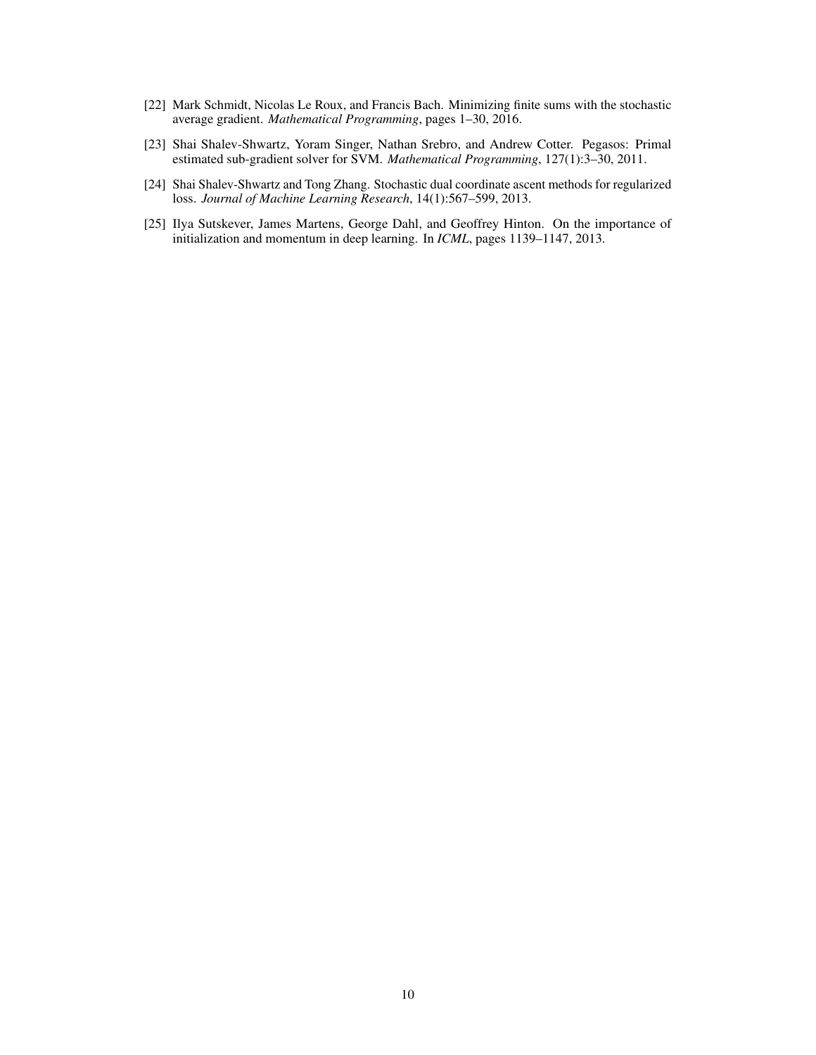[22] Mark Schmidt, Nicolas Le Roux, and Francis Bach. Minimizing finite sums with the stochastic average gradient. *Mathematical Programming*, pages 1–30, 2016.

[23] Shai Shalev-Shwartz, Yoram Singer, Nathan Srebro, and Andrew Cotter. Pegasos: Primal estimated sub-gradient solver for SVM. *Mathematical Programming*, 127(1):3–30, 2011.

[24] Shai Shalev-Shwartz and Tong Zhang. Stochastic dual coordinate ascent methods for regularized loss. *Journal of Machine Learning Research*, 14(1):567–599, 2013.

[25] Ilya Sutskever, James Martens, George Dahl, and Geoffrey Hinton. On the importance of initialization and momentum in deep learning. In *ICML*, pages 1139–1147, 2013.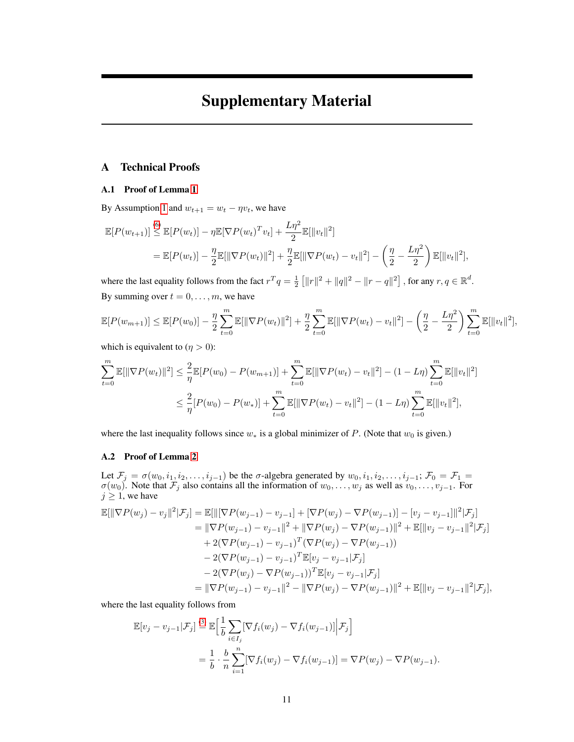# Supplementary Material

## A Technical Proofs

### A.1 Proof of Lemma 1

By Assumption 1 and $w_{t+1} = w_t - \eta v_t$, we have

$$
\begin{aligned}
\mathbb{E}[P(w_{t+1})] &\overset{(6)}{\leq} \mathbb{E}[P(w_t)] - \eta \mathbb{E}[\nabla P(w_t)^T v_t] + \frac{L\eta^2}{2}\mathbb{E}[\|v_t\|^2] \\
&= \mathbb{E}[P(w_t)] - \frac{\eta}{2}\mathbb{E}[\|\nabla P(w_t)\|^2] + \frac{\eta}{2}\mathbb{E}[\|\nabla P(w_t) - v_t\|^2] - \left(\frac{\eta}{2} - \frac{L\eta^2}{2}\right)\mathbb{E}[\|v_t\|^2],
\end{aligned}
$$

where the last equality follows from the fact $r^T q = \frac{1}{2}\left[\|r\|^2 + \|q\|^2 - \|r - q\|^2\right]$, for any $r, q \in \mathbb{R}^d$.

By summing over $t = 0, \dots, m$, we have

$$
\mathbb{E}[P(w_{m+1})] \leq \mathbb{E}[P(w_0)] - \frac{\eta}{2}\sum_{t=0}^{m}\mathbb{E}[\|\nabla P(w_t)\|^2] + \frac{\eta}{2}\sum_{t=0}^{m}\mathbb{E}[\|\nabla P(w_t) - v_t\|^2] - \left(\frac{\eta}{2} - \frac{L\eta^2}{2}\right)\sum_{t=0}^{m}\mathbb{E}[\|v_t\|^2],
$$

which is equivalent to ($\eta > 0$):

$$
\begin{aligned}
\sum_{t=0}^{m}\mathbb{E}[\|\nabla P(w_t)\|^2] &\leq \frac{2}{\eta}\mathbb{E}[P(w_0) - P(w_{m+1})] + \sum_{t=0}^{m}\mathbb{E}[\|\nabla P(w_t) - v_t\|^2] - (1 - L\eta)\sum_{t=0}^{m}\mathbb{E}[\|v_t\|^2] \\
&\leq \frac{2}{\eta}[P(w_0) - P(w_*)] + \sum_{t=0}^{m}\mathbb{E}[\|\nabla P(w_t) - v_t\|^2] - (1 - L\eta)\sum_{t=0}^{m}\mathbb{E}[\|v_t\|^2],
\end{aligned}
$$

where the last inequality follows since $w_*$ is a global minimizer of $P$. (Note that $w_0$ is given.)

### A.2 Proof of Lemma 2

Let $\mathcal{F}_j = \sigma(w_0, i_1, i_2, \dots, i_{j-1})$ be the $\sigma$-algebra generated by $w_0, i_1, i_2, \dots, i_{j-1}$; $\mathcal{F}_0 = \mathcal{F}_1 = \sigma(w_0)$. Note that $\mathcal{F}_j$ also contains all the information of $w_0, \dots, w_j$ as well as $v_0, \dots, v_{j-1}$. For $j \geq 1$, we have

$$
\begin{aligned}
\mathbb{E}[\|\nabla P(w_j) - v_j\|^2 | \mathcal{F}_j] &= \mathbb{E}[\|[\nabla P(w_{j-1}) - v_{j-1}] + [\nabla P(w_j) - \nabla P(w_{j-1})] - [v_j - v_{j-1}]\|^2 | \mathcal{F}_j] \\
&= \|\nabla P(w_{j-1}) - v_{j-1}\|^2 + \|\nabla P(w_j) - \nabla P(w_{j-1})\|^2 + \mathbb{E}[\|v_j - v_{j-1}\|^2 | \mathcal{F}_j] \\
&\quad + 2(\nabla P(w_{j-1}) - v_{j-1})^T(\nabla P(w_j) - \nabla P(w_{j-1})) \\
&\quad - 2(\nabla P(w_{j-1}) - v_{j-1})^T \mathbb{E}[v_j - v_{j-1} | \mathcal{F}_j] \\
&\quad - 2(\nabla P(w_j) - \nabla P(w_{j-1}))^T \mathbb{E}[v_j - v_{j-1} | \mathcal{F}_j] \\
&= \|\nabla P(w_{j-1}) - v_{j-1}\|^2 - \|\nabla P(w_j) - \nabla P(w_{j-1})\|^2 + \mathbb{E}[\|v_j - v_{j-1}\|^2 | \mathcal{F}_j],
\end{aligned}
$$

where the last equality follows from

$$
\begin{aligned}
\mathbb{E}[v_j - v_{j-1} | \mathcal{F}_j] &\overset{(3)}{=} \mathbb{E}\Big[\frac{1}{b}\sum_{i \in I_j}[\nabla f_i(w_j) - \nabla f_i(w_{j-1})]\Big| \mathcal{F}_j\Big] \\
&= \frac{1}{b} \cdot \frac{b}{n}\sum_{i=1}^{n}[\nabla f_i(w_j) - \nabla f_i(w_{j-1})] = \nabla P(w_j) - \nabla P(w_{j-1}).
\end{aligned}
$$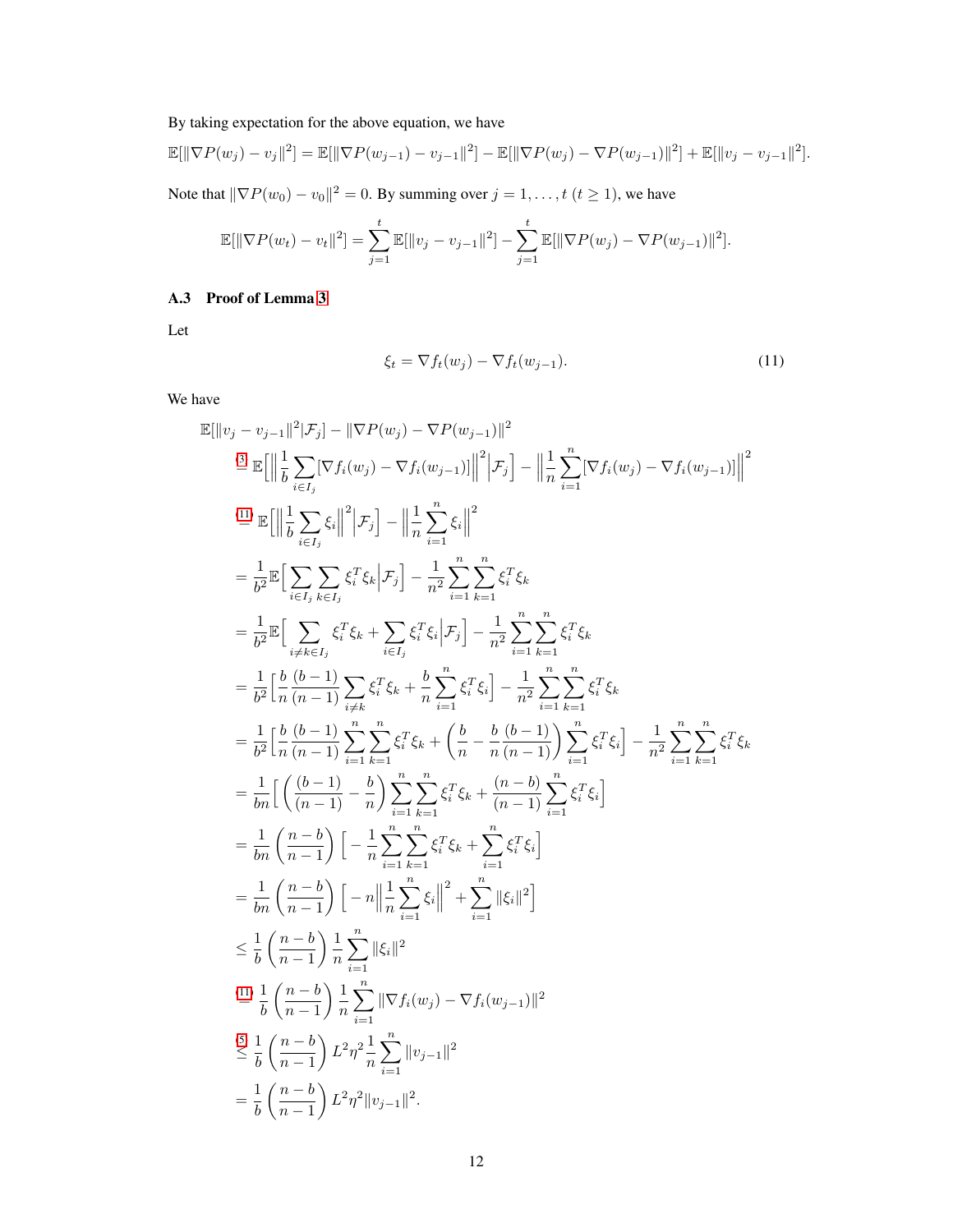By taking expectation for the above equation, we have

$$\mathbb{E}[\|\nabla P(w_j) - v_j\|^2] = \mathbb{E}[\|\nabla P(w_{j-1}) - v_{j-1}\|^2] - \mathbb{E}[\|\nabla P(w_j) - \nabla P(w_{j-1})\|^2] + \mathbb{E}[\|v_j - v_{j-1}\|^2].$$

Note that $\|\nabla P(w_0) - v_0\|^2 = 0$. By summing over $j = 1, \dots, t$ ($t \geq 1$), we have

$$\mathbb{E}[\|\nabla P(w_t) - v_t\|^2] = \sum_{j=1}^{t} \mathbb{E}[\|v_j - v_{j-1}\|^2] - \sum_{j=1}^{t} \mathbb{E}[\|\nabla P(w_j) - \nabla P(w_{j-1})\|^2].$$

### A.3 Proof of Lemma 3

Let

$$\xi_t = \nabla f_t(w_j) - \nabla f_t(w_{j-1}). \tag{11}$$

We have

$$\begin{aligned}
&\mathbb{E}[\|v_j - v_{j-1}\|^2 | \mathcal{F}_j] - \|\nabla P(w_j) - \nabla P(w_{j-1})\|^2 \\
&\overset{(3)}{=} \mathbb{E}\Big[\Big\|\frac{1}{b}\sum_{i \in I_j}[\nabla f_i(w_j) - \nabla f_i(w_{j-1})]\Big\|^2 \Big| \mathcal{F}_j\Big] - \Big\|\frac{1}{n}\sum_{i=1}^{n}[\nabla f_i(w_j) - \nabla f_i(w_{j-1})]\Big\|^2 \\
&\overset{(11)}{=} \mathbb{E}\Big[\Big\|\frac{1}{b}\sum_{i \in I_j}\xi_i\Big\|^2 \Big| \mathcal{F}_j\Big] - \Big\|\frac{1}{n}\sum_{i=1}^{n}\xi_i\Big\|^2 \\
&= \frac{1}{b^2}\mathbb{E}\Big[\sum_{i \in I_j}\sum_{k \in I_j}\xi_i^T\xi_k \Big| \mathcal{F}_j\Big] - \frac{1}{n^2}\sum_{i=1}^{n}\sum_{k=1}^{n}\xi_i^T\xi_k \\
&= \frac{1}{b^2}\mathbb{E}\Big[\sum_{i \neq k \in I_j}\xi_i^T\xi_k + \sum_{i \in I_j}\xi_i^T\xi_i \Big| \mathcal{F}_j\Big] - \frac{1}{n^2}\sum_{i=1}^{n}\sum_{k=1}^{n}\xi_i^T\xi_k \\
&= \frac{1}{b^2}\Big[\frac{b}{n}\frac{(b-1)}{(n-1)}\sum_{i \neq k}\xi_i^T\xi_k + \frac{b}{n}\sum_{i=1}^{n}\xi_i^T\xi_i\Big] - \frac{1}{n^2}\sum_{i=1}^{n}\sum_{k=1}^{n}\xi_i^T\xi_k \\
&= \frac{1}{b^2}\Big[\frac{b}{n}\frac{(b-1)}{(n-1)}\sum_{i=1}^{n}\sum_{k=1}^{n}\xi_i^T\xi_k + \Big(\frac{b}{n} - \frac{b}{n}\frac{(b-1)}{(n-1)}\Big)\sum_{i=1}^{n}\xi_i^T\xi_i\Big] - \frac{1}{n^2}\sum_{i=1}^{n}\sum_{k=1}^{n}\xi_i^T\xi_k \\
&= \frac{1}{bn}\Big[\Big(\frac{(b-1)}{(n-1)} - \frac{b}{n}\Big)\sum_{i=1}^{n}\sum_{k=1}^{n}\xi_i^T\xi_k + \frac{(n-b)}{(n-1)}\sum_{i=1}^{n}\xi_i^T\xi_i\Big] \\
&= \frac{1}{bn}\Big(\frac{n-b}{n-1}\Big)\Big[-\frac{1}{n}\sum_{i=1}^{n}\sum_{k=1}^{n}\xi_i^T\xi_k + \sum_{i=1}^{n}\xi_i^T\xi_i\Big] \\
&= \frac{1}{bn}\Big(\frac{n-b}{n-1}\Big)\Big[-n\Big\|\frac{1}{n}\sum_{i=1}^{n}\xi_i\Big\|^2 + \sum_{i=1}^{n}\|\xi_i\|^2\Big] \\
&\leq \frac{1}{b}\Big(\frac{n-b}{n-1}\Big)\frac{1}{n}\sum_{i=1}^{n}\|\xi_i\|^2 \\
&\overset{(11)}{=} \frac{1}{b}\Big(\frac{n-b}{n-1}\Big)\frac{1}{n}\sum_{i=1}^{n}\|\nabla f_i(w_j) - \nabla f_i(w_{j-1})\|^2 \\
&\overset{(5)}{\leq} \frac{1}{b}\Big(\frac{n-b}{n-1}\Big)L^2\eta^2\frac{1}{n}\sum_{i=1}^{n}\|v_{j-1}\|^2 \\
&= \frac{1}{b}\Big(\frac{n-b}{n-1}\Big)L^2\eta^2\|v_{j-1}\|^2.
\end{aligned}$$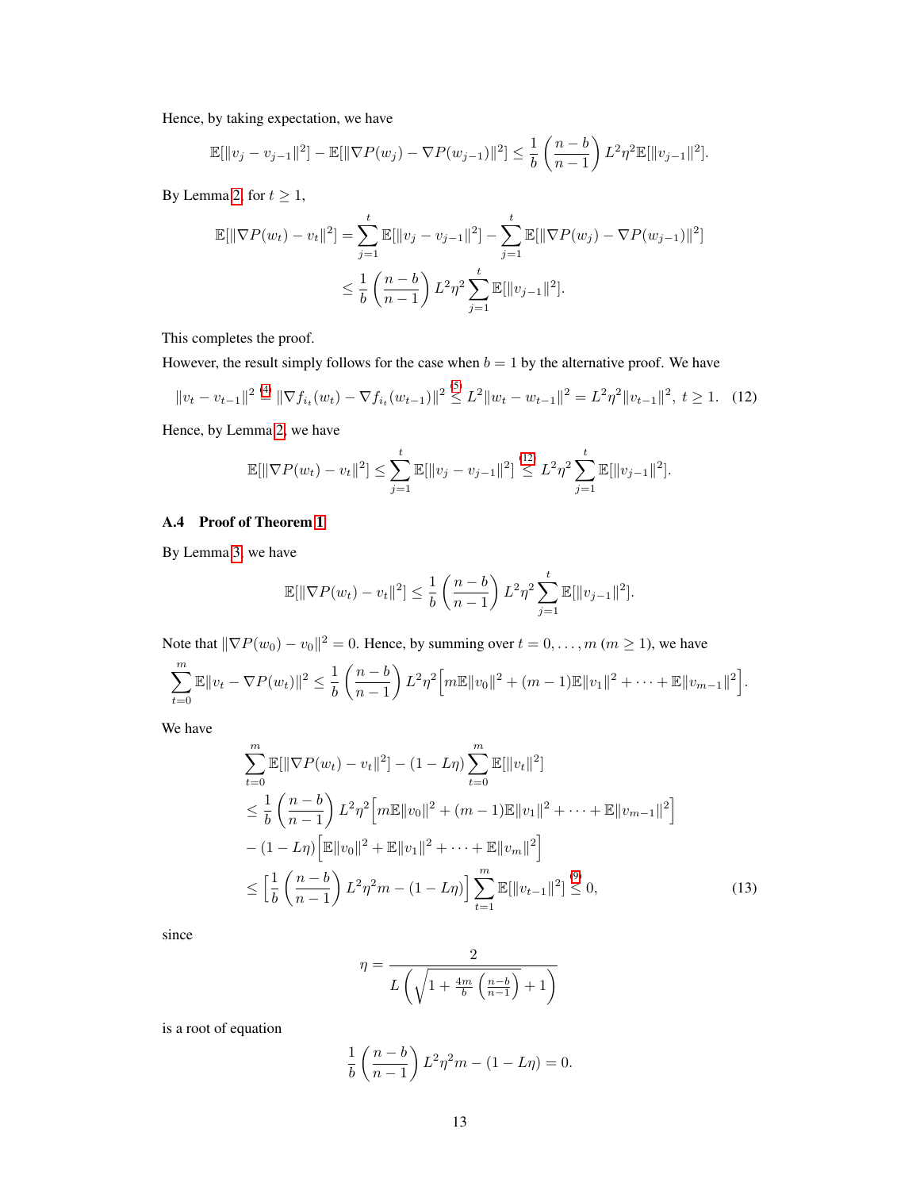Hence, by taking expectation, we have

$$\mathbb{E}[\|v_j - v_{j-1}\|^2] - \mathbb{E}[\|\nabla P(w_j) - \nabla P(w_{j-1})\|^2] \leq \frac{1}{b}\left(\frac{n-b}{n-1}\right) L^2\eta^2 \mathbb{E}[\|v_{j-1}\|^2].$$

By Lemma 2, for $t \geq 1$,

$$\begin{aligned}
\mathbb{E}[\|\nabla P(w_t) - v_t\|^2] &= \sum_{j=1}^{t} \mathbb{E}[\|v_j - v_{j-1}\|^2] - \sum_{j=1}^{t} \mathbb{E}[\|\nabla P(w_j) - \nabla P(w_{j-1})\|^2] \\
&\leq \frac{1}{b}\left(\frac{n-b}{n-1}\right) L^2\eta^2 \sum_{j=1}^{t} \mathbb{E}[\|v_{j-1}\|^2].
\end{aligned}$$

This completes the proof.

However, the result simply follows for the case when $b=1$ by the alternative proof. We have

$$\|v_t - v_{t-1}\|^2 \overset{(4)}{=} \|\nabla f_{i_t}(w_t) - \nabla f_{i_t}(w_{t-1})\|^2 \overset{(5)}{\leq} L^2\|w_t - w_{t-1}\|^2 = L^2\eta^2\|v_{t-1}\|^2, \ t \geq 1. \quad (12)$$

Hence, by Lemma 2, we have

$$\mathbb{E}[\|\nabla P(w_t) - v_t\|^2] \leq \sum_{j=1}^{t} \mathbb{E}[\|v_j - v_{j-1}\|^2] \overset{(12)}{\leq} L^2\eta^2 \sum_{j=1}^{t} \mathbb{E}[\|v_{j-1}\|^2].$$

### A.4 Proof of Theorem 1

By Lemma 3, we have

$$\mathbb{E}[\|\nabla P(w_t) - v_t\|^2] \leq \frac{1}{b}\left(\frac{n-b}{n-1}\right) L^2\eta^2 \sum_{j=1}^{t} \mathbb{E}[\|v_{j-1}\|^2].$$

Note that $\|\nabla P(w_0) - v_0\|^2 = 0$. Hence, by summing over $t = 0, \dots, m$ ($m \geq 1$), we have

$$\sum_{t=0}^{m} \mathbb{E}\|v_t - \nabla P(w_t)\|^2 \leq \frac{1}{b}\left(\frac{n-b}{n-1}\right) L^2\eta^2 \Big[m\mathbb{E}\|v_0\|^2 + (m-1)\mathbb{E}\|v_1\|^2 + \dots + \mathbb{E}\|v_{m-1}\|^2\Big].$$

We have

$$\begin{aligned}
&\sum_{t=0}^{m} \mathbb{E}[\|\nabla P(w_t) - v_t\|^2] - (1 - L\eta)\sum_{t=0}^{m} \mathbb{E}[\|v_t\|^2] \\
&\leq \frac{1}{b}\left(\frac{n-b}{n-1}\right) L^2\eta^2 \Big[m\mathbb{E}\|v_0\|^2 + (m-1)\mathbb{E}\|v_1\|^2 + \dots + \mathbb{E}\|v_{m-1}\|^2\Big] \\
&\quad - (1 - L\eta)\Big[\mathbb{E}\|v_0\|^2 + \mathbb{E}\|v_1\|^2 + \dots + \mathbb{E}\|v_m\|^2\Big] \\
&\leq \left[\frac{1}{b}\left(\frac{n-b}{n-1}\right) L^2\eta^2 m - (1 - L\eta)\right] \sum_{t=1}^{m} \mathbb{E}[\|v_{t-1}\|^2] \overset{(9)}{\leq} 0, \qquad (13)
\end{aligned}$$

since

$$\eta = \frac{2}{L\left(\sqrt{1 + \frac{4m}{b}\left(\frac{n-b}{n-1}\right)} + 1\right)}$$

is a root of equation

$$\frac{1}{b}\left(\frac{n-b}{n-1}\right) L^2\eta^2 m - (1 - L\eta) = 0.$$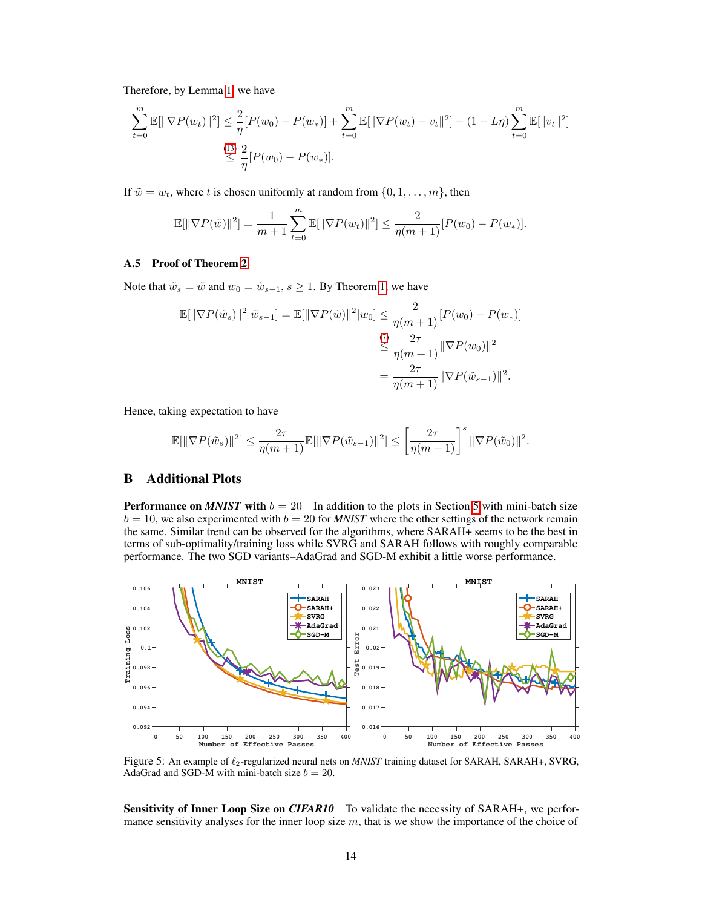Therefore, by Lemma 1, we have

$$
\begin{aligned}
\sum_{t=0}^{m} \mathbb{E}[\|\nabla P(w_t)\|^2] &\leq \frac{2}{\eta}[P(w_0) - P(w_*)] + \sum_{t=0}^{m} \mathbb{E}[\|\nabla P(w_t) - v_t\|^2] - (1 - L\eta) \sum_{t=0}^{m} \mathbb{E}[\|v_t\|^2] \\
&\overset{(13)}{\leq} \frac{2}{\eta}[P(w_0) - P(w_*)].
\end{aligned}
$$

If $\tilde{w} = w_t$, where $t$ is chosen uniformly at random from $\{0, 1, \ldots, m\}$, then

$$
\mathbb{E}[\|\nabla P(\tilde{w})\|^2] = \frac{1}{m+1} \sum_{t=0}^{m} \mathbb{E}[\|\nabla P(w_t)\|^2] \leq \frac{2}{\eta(m+1)}[P(w_0) - P(w_*)].
$$

### A.5 Proof of Theorem 2

Note that $\tilde{w}_s = \tilde{w}$ and $w_0 = \tilde{w}_{s-1}$, $s \geq 1$. By Theorem 1, we have

$$
\begin{aligned}
\mathbb{E}[\|\nabla P(\tilde{w}_s)\|^2 | \tilde{w}_{s-1}] = \mathbb{E}[\|\nabla P(\tilde{w})\|^2 | w_0] &\leq \frac{2}{\eta(m+1)}[P(w_0) - P(w_*)] \\
&\overset{(7)}{\leq} \frac{2\tau}{\eta(m+1)} \|\nabla P(w_0)\|^2 \\
&= \frac{2\tau}{\eta(m+1)} \|\nabla P(\tilde{w}_{s-1})\|^2.
\end{aligned}
$$

Hence, taking expectation to have

$$
\mathbb{E}[\|\nabla P(\tilde{w}_s)\|^2] \leq \frac{2\tau}{\eta(m+1)} \mathbb{E}[\|\nabla P(\tilde{w}_{s-1})\|^2] \leq \left[\frac{2\tau}{\eta(m+1)}\right]^s \|\nabla P(\tilde{w}_0)\|^2.
$$

## B Additional Plots

**Performance on *MNIST* with $b = 20$** In addition to the plots in Section 5 with mini-batch size $b = 10$, we also experimented with $b = 20$ for *MNIST* where the other settings of the network remain the same. Similar trend can be observed for the algorithms, where SARAH+ seems to be the best in terms of sub-optimality/training loss while SVRG and SARAH follows with roughly comparable performance. The two SGD variants–AdaGrad and SGD-M exhibit a little worse performance.

Figure 5: An example of $\ell_2$-regularized neural nets on *MNIST* training dataset for SARAH, SARAH+, SVRG, AdaGrad and SGD-M with mini-batch size $b = 20$.

**Sensitivity of Inner Loop Size on *CIFAR10*** To validate the necessity of SARAH+, we perform performance sensitivity analyses for the inner loop size $m$, that is we show the importance of the choice of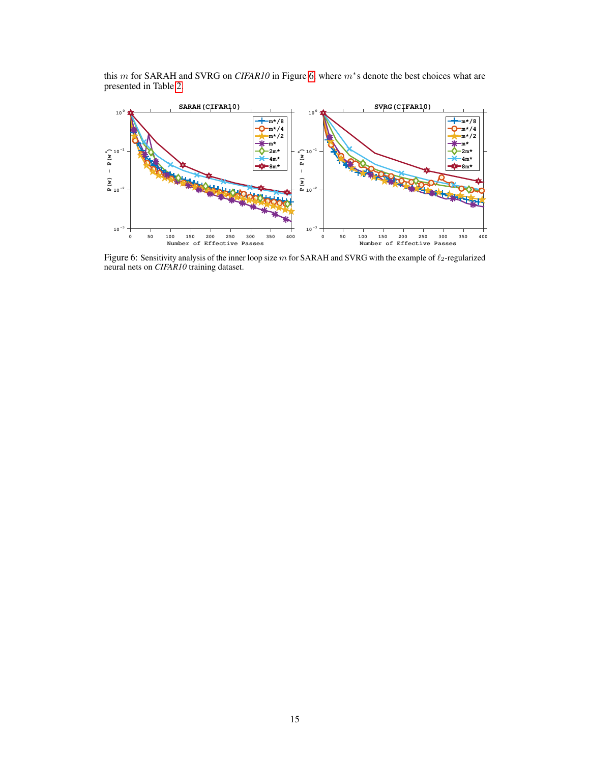this $m$ for SARAH and SVRG on *CIFAR10* in Figure 6, where $m^*$s denote the best choices what are presented in Table 2.

SARAH(CIFAR10)

$10^0$
$10^{-1}$
$10^{-2}$
$10^{-3}$

P(w) − P(w*)

0 50 100 150 200 250 300 350 400

Number of Effective Passes

m*/8
m*/4
m*/2
m*
2m*
4m*
8m*

SVRG(CIFAR10)

$10^0$
$10^{-1}$
$10^{-2}$
$10^{-3}$

P(w) − P(w*)

0 50 100 150 200 250 300 350 400

Number of Effective Passes

m*/8
m*/4
m*/2
m*
2m*
4m*
8m*

Figure 6: Sensitivity analysis of the inner loop size $m$ for SARAH and SVRG with the example of $\ell_2$-regularized neural nets on *CIFAR10* training dataset.